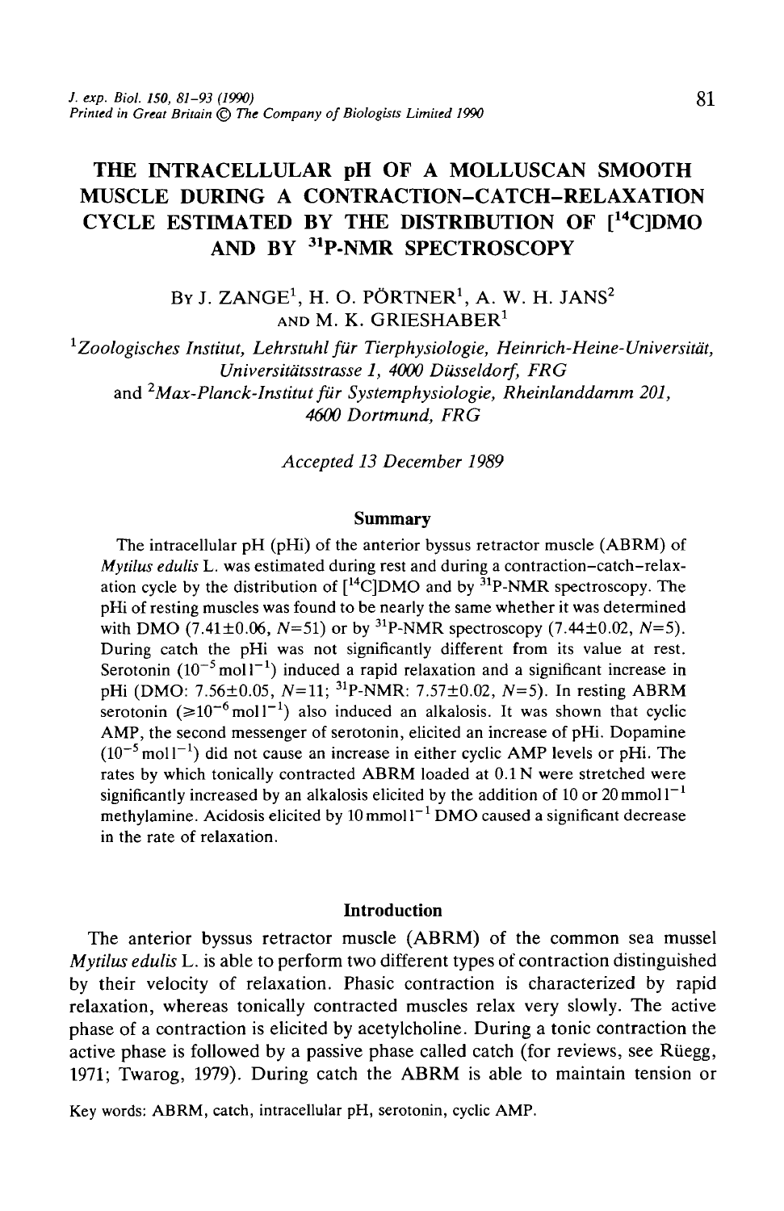# THE INTRACELLULAR pH OF A MOLLUSCAN SMOOTH MUSCLE DURING A CONTRACTION–CATCH–RELAXATION CYCLE ESTIMATED BY THE DISTRIBUTION OF [$^{14}$C]DMO AND BY $^{31}$P-NMR SPECTROSCOPY

By J. ZANGE[1], H. O. PÖRTNER[1], A. W. H. JANS[2] AND M. K. GRIESHABER[1]

[1]*Zoologisches Institut, Lehrstuhl für Tierphysiologie, Heinrich-Heine-Universität, Universitätsstrasse 1, 4000 Düsseldorf, FRG*

and [2]*Max-Planck-Institut für Systemphysiologie, Rheinlanddamm 201, 4600 Dortmund, FRG*

*Accepted 13 December 1989*

## Summary

The intracellular pH (pHi) of the anterior byssus retractor muscle (ABRM) of *Mytilus edulis* L. was estimated during rest and during a contraction–catch–relaxation cycle by the distribution of [$^{14}$C]DMO and by $^{31}$P-NMR spectroscopy. The pHi of resting muscles was found to be nearly the same whether it was determined with DMO (7.41±0.06, $N$=51) or by $^{31}$P-NMR spectroscopy (7.44±0.02, $N$=5). During catch the pHi was not significantly different from its value at rest. Serotonin ($10^{-5}$ mol l$^{-1}$) induced a rapid relaxation and a significant increase in pHi (DMO: 7.56±0.05, $N$=11; $^{31}$P-NMR: 7.57±0.02, $N$=5). In resting ABRM serotonin ($\geqslant 10^{-6}$ mol l$^{-1}$) also induced an alkalosis. It was shown that cyclic AMP, the second messenger of serotonin, elicited an increase of pHi. Dopamine ($10^{-5}$ mol l$^{-1}$) did not cause an increase in either cyclic AMP levels or pHi. The rates by which tonically contracted ABRM loaded at 0.1 N were stretched were significantly increased by an alkalosis elicited by the addition of 10 or 20 mmol l$^{-1}$ methylamine. Acidosis elicited by 10 mmol l$^{-1}$ DMO caused a significant decrease in the rate of relaxation.

## Introduction

The anterior byssus retractor muscle (ABRM) of the common sea mussel *Mytilus edulis* L. is able to perform two different types of contraction distinguished by their velocity of relaxation. Phasic contraction is characterized by rapid relaxation, whereas tonically contracted muscles relax very slowly. The active phase of a contraction is elicited by acetylcholine. During a tonic contraction the active phase is followed by a passive phase called catch (for reviews, see Rüegg, 1971; Twarog, 1979). During catch the ABRM is able to maintain tension or

Key words: ABRM, catch, intracellular pH, serotonin, cyclic AMP.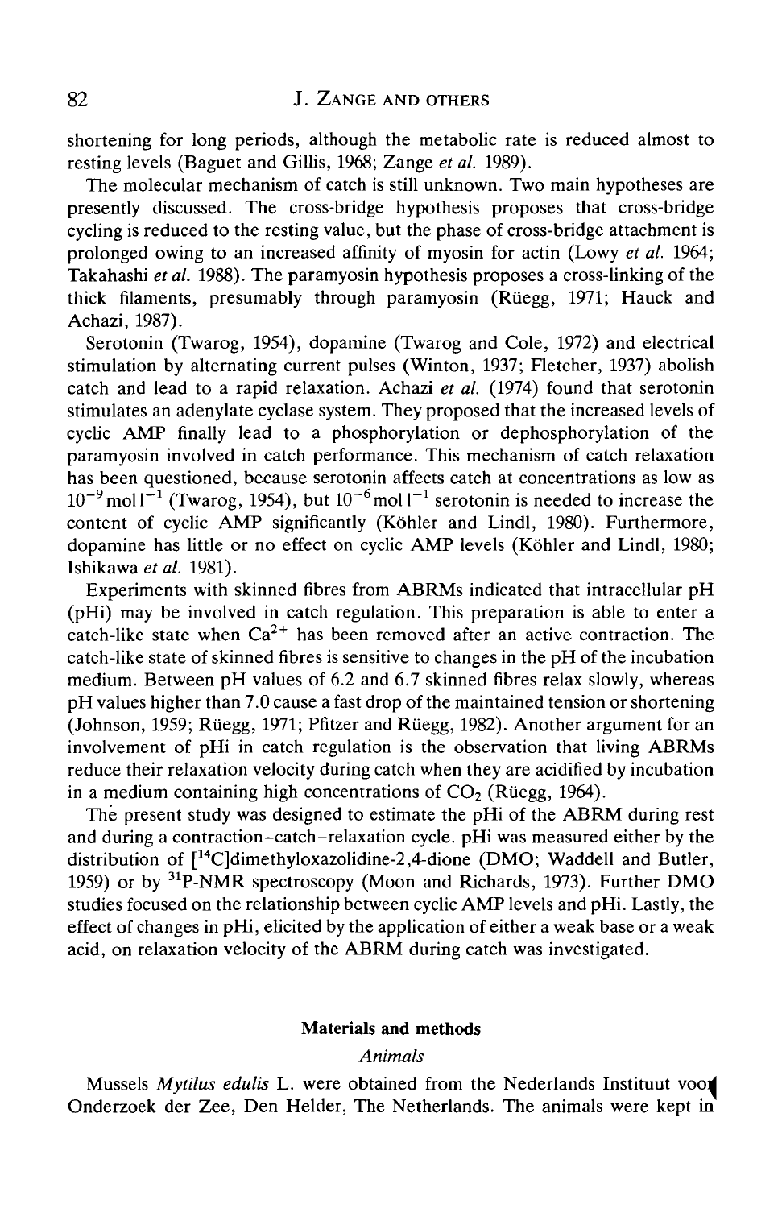shortening for long periods, although the metabolic rate is reduced almost to resting levels (Baguet and Gillis, 1968; Zange *et al.* 1989).

The molecular mechanism of catch is still unknown. Two main hypotheses are presently discussed. The cross-bridge hypothesis proposes that cross-bridge cycling is reduced to the resting value, but the phase of cross-bridge attachment is prolonged owing to an increased affinity of myosin for actin (Lowy *et al.* 1964; Takahashi *et al.* 1988). The paramyosin hypothesis proposes a cross-linking of the thick filaments, presumably through paramyosin (Rüegg, 1971; Hauck and Achazi, 1987).

Serotonin (Twarog, 1954), dopamine (Twarog and Cole, 1972) and electrical stimulation by alternating current pulses (Winton, 1937; Fletcher, 1937) abolish catch and lead to a rapid relaxation. Achazi *et al.* (1974) found that serotonin stimulates an adenylate cyclase system. They proposed that the increased levels of cyclic AMP finally lead to a phosphorylation or dephosphorylation of the paramyosin involved in catch performance. This mechanism of catch relaxation has been questioned, because serotonin affects catch at concentrations as low as $10^{-9}\,\text{mol}\,l^{-1}$ (Twarog, 1954), but $10^{-6}\,\text{mol}\,l^{-1}$ serotonin is needed to increase the content of cyclic AMP significantly (Köhler and Lindl, 1980). Furthermore, dopamine has little or no effect on cyclic AMP levels (Köhler and Lindl, 1980; Ishikawa *et al.* 1981).

Experiments with skinned fibres from ABRMs indicated that intracellular pH (pHi) may be involved in catch regulation. This preparation is able to enter a catch-like state when $Ca^{2+}$ has been removed after an active contraction. The catch-like state of skinned fibres is sensitive to changes in the pH of the incubation medium. Between pH values of 6.2 and 6.7 skinned fibres relax slowly, whereas pH values higher than 7.0 cause a fast drop of the maintained tension or shortening (Johnson, 1959; Rüegg, 1971; Pfitzer and Rüegg, 1982). Another argument for an involvement of pHi in catch regulation is the observation that living ABRMs reduce their relaxation velocity during catch when they are acidified by incubation in a medium containing high concentrations of $CO_2$ (Rüegg, 1964).

The present study was designed to estimate the pHi of the ABRM during rest and during a contraction–catch–relaxation cycle. pHi was measured either by the distribution of [$^{14}$C]dimethyloxazolidine-2,4-dione (DMO; Waddell and Butler, 1959) or by $^{31}$P-NMR spectroscopy (Moon and Richards, 1973). Further DMO studies focused on the relationship between cyclic AMP levels and pHi. Lastly, the effect of changes in pHi, elicited by the application of either a weak base or a weak acid, on relaxation velocity of the ABRM during catch was investigated.

## Materials and methods

### *Animals*

Mussels *Mytilus edulis* L. were obtained from the Nederlands Instituut voor Onderzoek der Zee, Den Helder, The Netherlands. The animals were kept in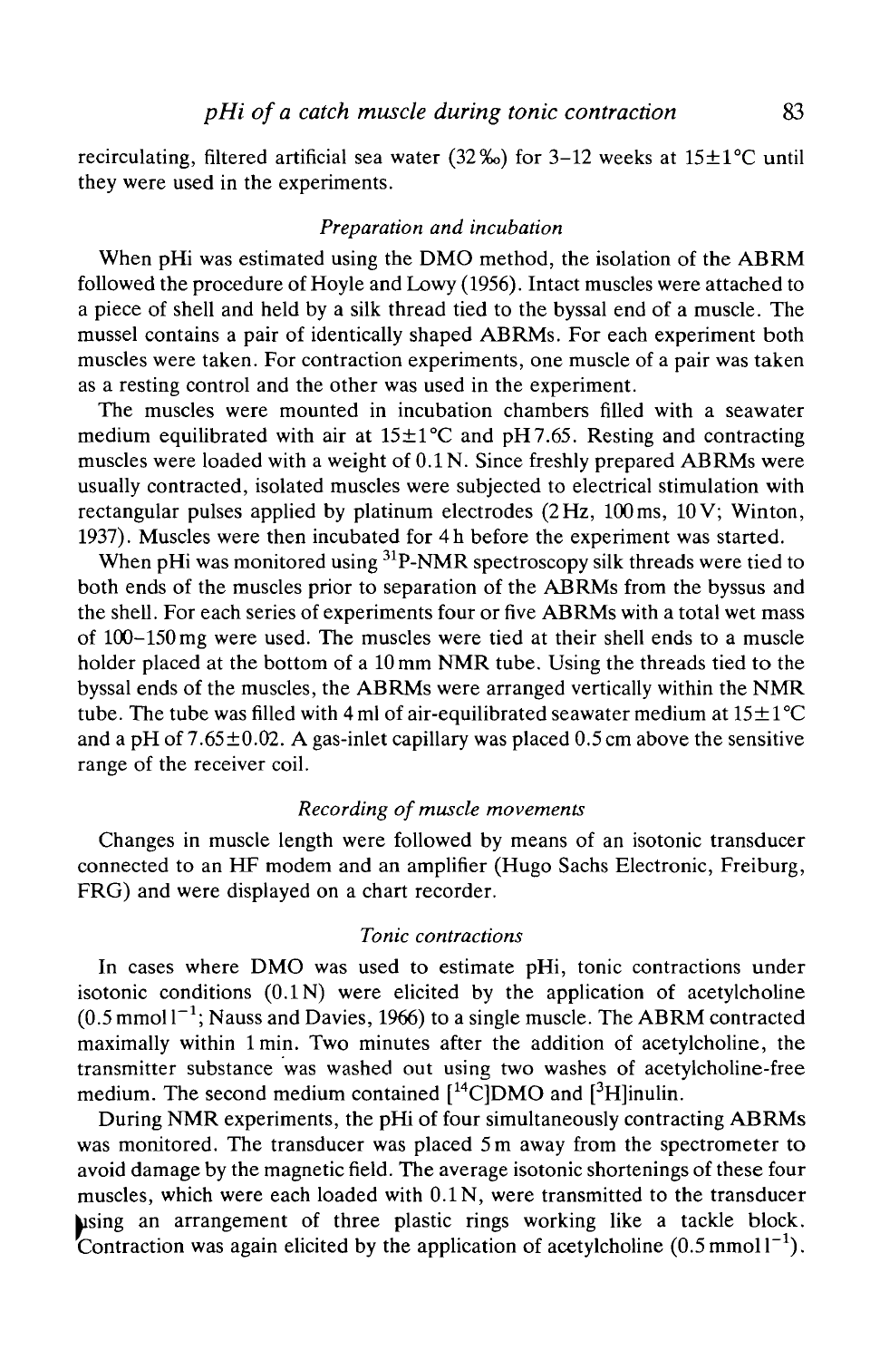recirculating, filtered artificial sea water (32 ‰) for 3–12 weeks at 15±1°C until they were used in the experiments.

### *Preparation and incubation*

When pHi was estimated using the DMO method, the isolation of the ABRM followed the procedure of Hoyle and Lowy (1956). Intact muscles were attached to a piece of shell and held by a silk thread tied to the byssal end of a muscle. The mussel contains a pair of identically shaped ABRMs. For each experiment both muscles were taken. For contraction experiments, one muscle of a pair was taken as a resting control and the other was used in the experiment.

The muscles were mounted in incubation chambers filled with a seawater medium equilibrated with air at 15±1°C and pH 7.65. Resting and contracting muscles were loaded with a weight of 0.1 N. Since freshly prepared ABRMs were usually contracted, isolated muscles were subjected to electrical stimulation with rectangular pulses applied by platinum electrodes (2 Hz, 100 ms, 10 V; Winton, 1937). Muscles were then incubated for 4 h before the experiment was started.

When pHi was monitored using $^{31}$P-NMR spectroscopy silk threads were tied to both ends of the muscles prior to separation of the ABRMs from the byssus and the shell. For each series of experiments four or five ABRMs with a total wet mass of 100–150 mg were used. The muscles were tied at their shell ends to a muscle holder placed at the bottom of a 10 mm NMR tube. Using the threads tied to the byssal ends of the muscles, the ABRMs were arranged vertically within the NMR tube. The tube was filled with 4 ml of air-equilibrated seawater medium at 15±1°C and a pH of 7.65±0.02. A gas-inlet capillary was placed 0.5 cm above the sensitive range of the receiver coil.

### *Recording of muscle movements*

Changes in muscle length were followed by means of an isotonic transducer connected to an HF modem and an amplifier (Hugo Sachs Electronic, Freiburg, FRG) and were displayed on a chart recorder.

### *Tonic contractions*

In cases where DMO was used to estimate pHi, tonic contractions under isotonic conditions (0.1 N) were elicited by the application of acetylcholine (0.5 mmol $l^{-1}$; Nauss and Davies, 1966) to a single muscle. The ABRM contracted maximally within 1 min. Two minutes after the addition of acetylcholine, the transmitter substance was washed out using two washes of acetylcholine-free medium. The second medium contained [$^{14}$C]DMO and [$^{3}$H]inulin.

During NMR experiments, the pHi of four simultaneously contracting ABRMs was monitored. The transducer was placed 5 m away from the spectrometer to avoid damage by the magnetic field. The average isotonic shortenings of these four muscles, which were each loaded with 0.1 N, were transmitted to the transducer using an arrangement of three plastic rings working like a tackle block. Contraction was again elicited by the application of acetylcholine (0.5 mmol $l^{-1}$).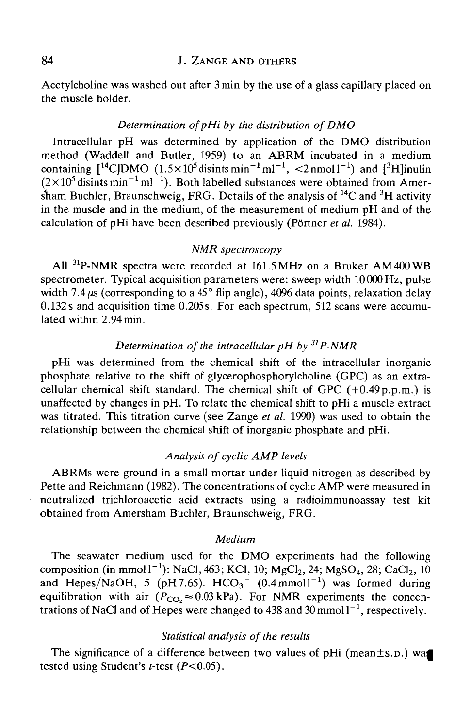Acetylcholine was washed out after 3 min by the use of a glass capillary placed on the muscle holder.

### *Determination of pHi by the distribution of DMO*

Intracellular pH was determined by application of the DMO distribution method (Waddell and Butler, 1959) to an ABRM incubated in a medium containing [$^{14}$C]DMO ($1.5\times10^5$ disints $min^{-1}$ $ml^{-1}$, <2 nmol $l^{-1}$) and [$^3$H]inulin ($2\times10^5$ disints $min^{-1}$ $ml^{-1}$). Both labelled substances were obtained from Amersham Buchler, Braunschweig, FRG. Details of the analysis of $^{14}$C and $^3$H activity in the muscle and in the medium, of the measurement of medium pH and of the calculation of pHi have been described previously (Pörtner *et al.* 1984).

### *NMR spectroscopy*

All $^{31}$P-NMR spectra were recorded at 161.5 MHz on a Bruker AM 400 WB spectrometer. Typical acquisition parameters were: sweep width 10 000 Hz, pulse width 7.4 $\mu$s (corresponding to a 45° flip angle), 4096 data points, relaxation delay 0.132 s and acquisition time 0.205 s. For each spectrum, 512 scans were accumulated within 2.94 min.

### *Determination of the intracellular pH by $^{31}$P-NMR*

pHi was determined from the chemical shift of the intracellular inorganic phosphate relative to the shift of glycerophosphorylcholine (GPC) as an extracellular chemical shift standard. The chemical shift of GPC (+0.49 p.p.m.) is unaffected by changes in pH. To relate the chemical shift to pHi a muscle extract was titrated. This titration curve (see Zange *et al.* 1990) was used to obtain the relationship between the chemical shift of inorganic phosphate and pHi.

### *Analysis of cyclic AMP levels*

ABRMs were ground in a small mortar under liquid nitrogen as described by Pette and Reichmann (1982). The concentrations of cyclic AMP were measured in neutralized trichloroacetic acid extracts using a radioimmunoassay test kit obtained from Amersham Buchler, Braunschweig, FRG.

### *Medium*

The seawater medium used for the DMO experiments had the following composition (in mmol $l^{-1}$): NaCl, 463; KCl, 10; $MgCl_2$, 24; $MgSO_4$, 28; $CaCl_2$, 10 and Hepes/NaOH, 5 (pH 7.65). $HCO_3^-$ (0.4 mmol $l^{-1}$) was formed during equilibration with air ($P_{CO_2}\approx0.03$ kPa). For NMR experiments the concentrations of NaCl and of Hepes were changed to 438 and 30 mmol $l^{-1}$, respectively.

### *Statistical analysis of the results*

The significance of a difference between two values of pHi (mean±S.D.) was tested using Student's *t*-test ($P<0.05$).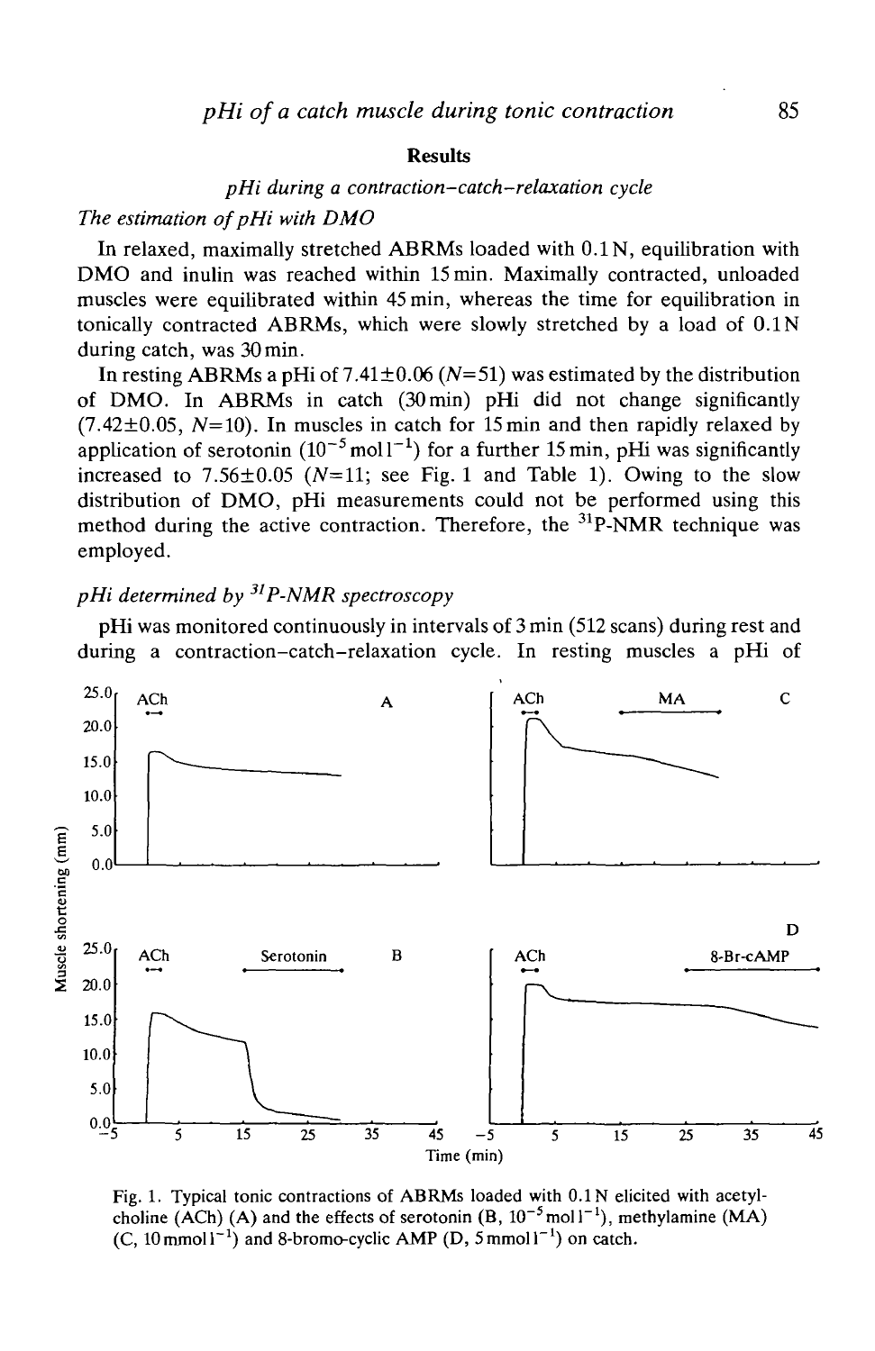## Results

### pHi during a contraction–catch–relaxation cycle

*The estimation of pHi with DMO*

In relaxed, maximally stretched ABRMs loaded with 0.1 N, equilibration with DMO and inulin was reached within 15 min. Maximally contracted, unloaded muscles were equilibrated within 45 min, whereas the time for equilibration in tonically contracted ABRMs, which were slowly stretched by a load of 0.1 N during catch, was 30 min.

In resting ABRMs a pHi of 7.41±0.06 ($N$=51) was estimated by the distribution of DMO. In ABRMs in catch (30 min) pHi did not change significantly (7.42±0.05, $N$=10). In muscles in catch for 15 min and then rapidly relaxed by application of serotonin ($10^{-5}$ mol $l^{-1}$) for a further 15 min, pHi was significantly increased to 7.56±0.05 ($N$=11; see Fig. 1 and Table 1). Owing to the slow distribution of DMO, pHi measurements could not be performed using this method during the active contraction. Therefore, the $^{31}$P-NMR technique was employed.

*pHi determined by $^{31}$P-NMR spectroscopy*

pHi was monitored continuously in intervals of 3 min (512 scans) during rest and during a contraction–catch–relaxation cycle. In resting muscles a pHi of

Fig. 1. Typical tonic contractions of ABRMs loaded with 0.1 N elicited with acetylcholine (ACh) (A) and the effects of serotonin (B, $10^{-5}$ mol $l^{-1}$), methylamine (MA) (C, 10 mmol $l^{-1}$) and 8-bromo-cyclic AMP (D, 5 mmol $l^{-1}$) on catch.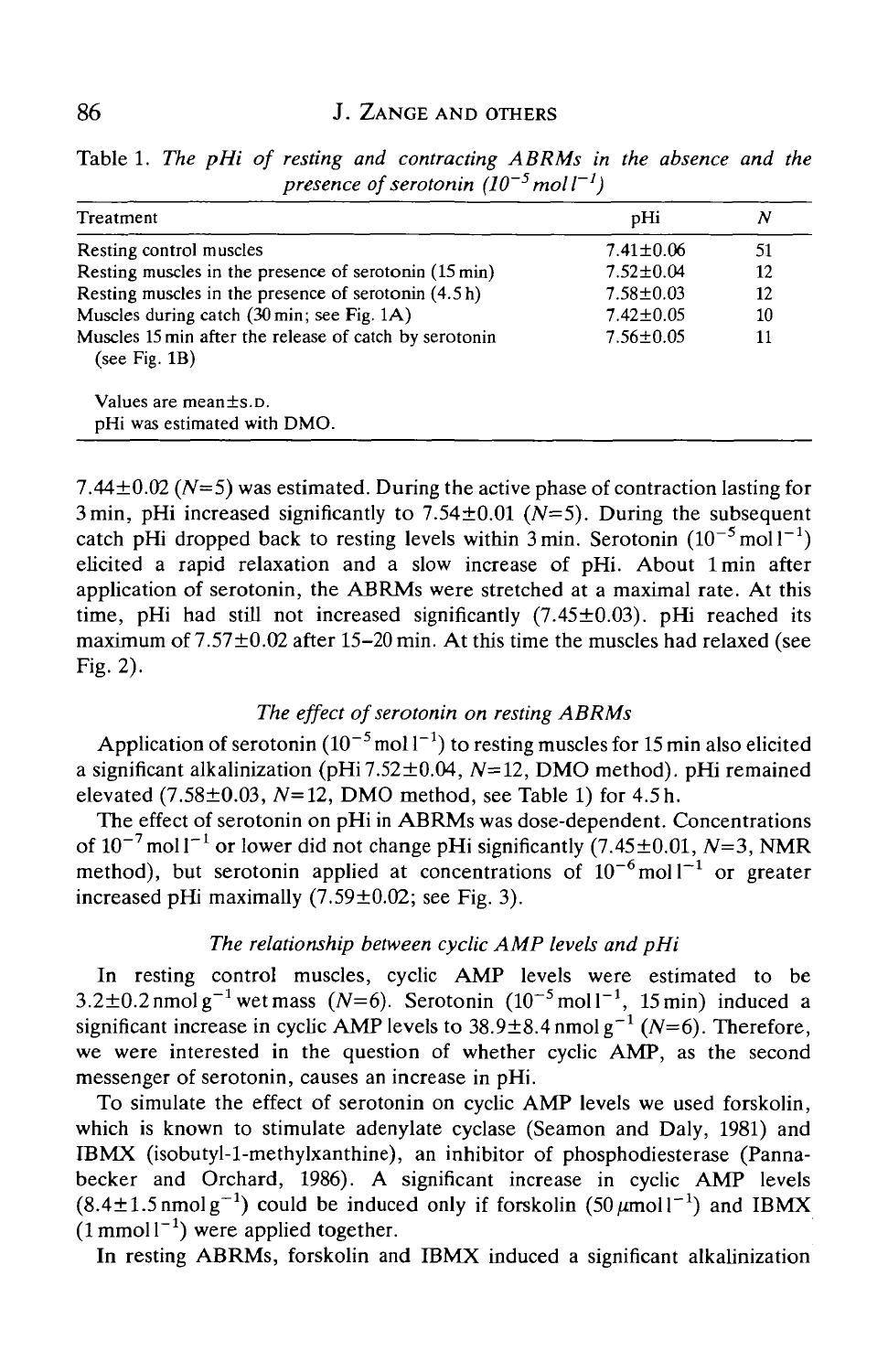Table 1. *The pHi of resting and contracting ABRMs in the absence and the presence of serotonin ($10^{-5}$ mol $l^{-1}$)*

| Treatment | pHi | N |
|---|---|---|
| Resting control muscles | 7.41±0.06 | 51 |
| Resting muscles in the presence of serotonin (15 min) | 7.52±0.04 | 12 |
| Resting muscles in the presence of serotonin (4.5 h) | 7.58±0.03 | 12 |
| Muscles during catch (30 min; see Fig. 1A) | 7.42±0.05 | 10 |
| Muscles 15 min after the release of catch by serotonin (see Fig. 1B) | 7.56±0.05 | 11 |

Values are mean±s.d.
pHi was estimated with DMO.

7.44±0.02 ($N$=5) was estimated. During the active phase of contraction lasting for 3 min, pHi increased significantly to 7.54±0.01 ($N$=5). During the subsequent catch pHi dropped back to resting levels within 3 min. Serotonin ($10^{-5}$ mol $l^{-1}$) elicited a rapid relaxation and a slow increase of pHi. About 1 min after application of serotonin, the ABRMs were stretched at a maximal rate. At this time, pHi had still not increased significantly (7.45±0.03). pHi reached its maximum of 7.57±0.02 after 15–20 min. At this time the muscles had relaxed (see Fig. 2).

### *The effect of serotonin on resting ABRMs*

Application of serotonin ($10^{-5}$ mol $l^{-1}$) to resting muscles for 15 min also elicited a significant alkalinization (pHi 7.52±0.04, $N$=12, DMO method). pHi remained elevated (7.58±0.03, $N$=12, DMO method, see Table 1) for 4.5 h.

The effect of serotonin on pHi in ABRMs was dose-dependent. Concentrations of $10^{-7}$ mol $l^{-1}$ or lower did not change pHi significantly (7.45±0.01, $N$=3, NMR method), but serotonin applied at concentrations of $10^{-6}$ mol $l^{-1}$ or greater increased pHi maximally (7.59±0.02; see Fig. 3).

### *The relationship between cyclic AMP levels and pHi*

In resting control muscles, cyclic AMP levels were estimated to be 3.2±0.2 nmol $g^{-1}$ wet mass ($N$=6). Serotonin ($10^{-5}$ mol $l^{-1}$, 15 min) induced a significant increase in cyclic AMP levels to 38.9±8.4 nmol $g^{-1}$ ($N$=6). Therefore, we were interested in the question of whether cyclic AMP, as the second messenger of serotonin, causes an increase in pHi.

To simulate the effect of serotonin on cyclic AMP levels we used forskolin, which is known to stimulate adenylate cyclase (Seamon and Daly, 1981) and IBMX (isobutyl-1-methylxanthine), an inhibitor of phosphodiesterase (Pannabecker and Orchard, 1986). A significant increase in cyclic AMP levels (8.4±1.5 nmol $g^{-1}$) could be induced only if forskolin (50 $\mu$mol $l^{-1}$) and IBMX (1 mmol $l^{-1}$) were applied together.

In resting ABRMs, forskolin and IBMX induced a significant alkalinization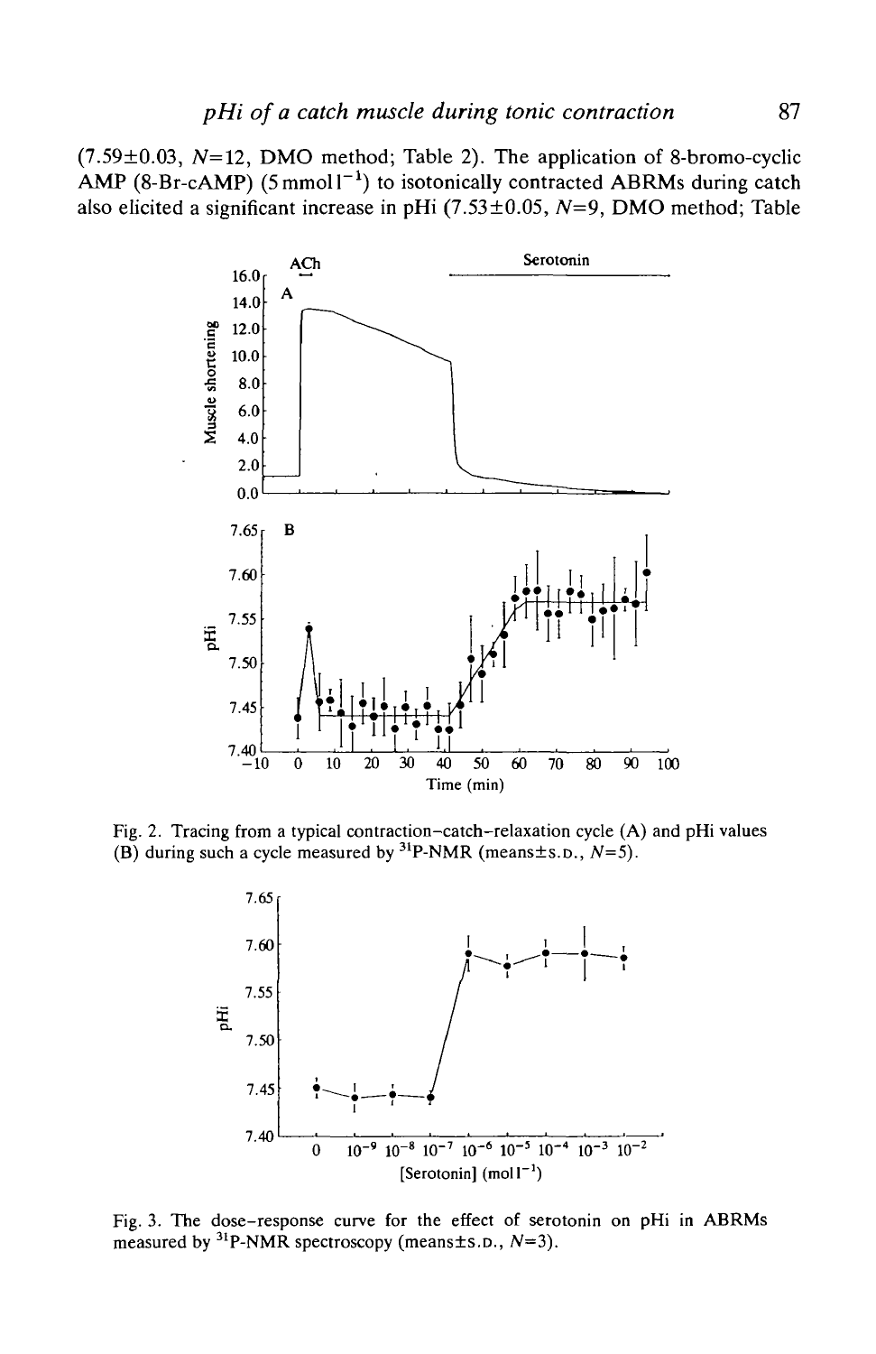(7.59±0.03, $N$=12, DMO method; Table 2). The application of 8-bromo-cyclic AMP (8-Br-cAMP) (5 mmol $l^{-1}$) to isotonically contracted ABRMs during catch also elicited a significant increase in pHi (7.53±0.05, $N$=9, DMO method; Table

Fig. 2. Tracing from a typical contraction–catch–relaxation cycle (A) and pHi values (B) during such a cycle measured by $^{31}$P-NMR (means±S.D., $N$=5).

Fig. 3. The dose–response curve for the effect of serotonin on pHi in ABRMs measured by $^{31}$P-NMR spectroscopy (means±S.D., $N$=3).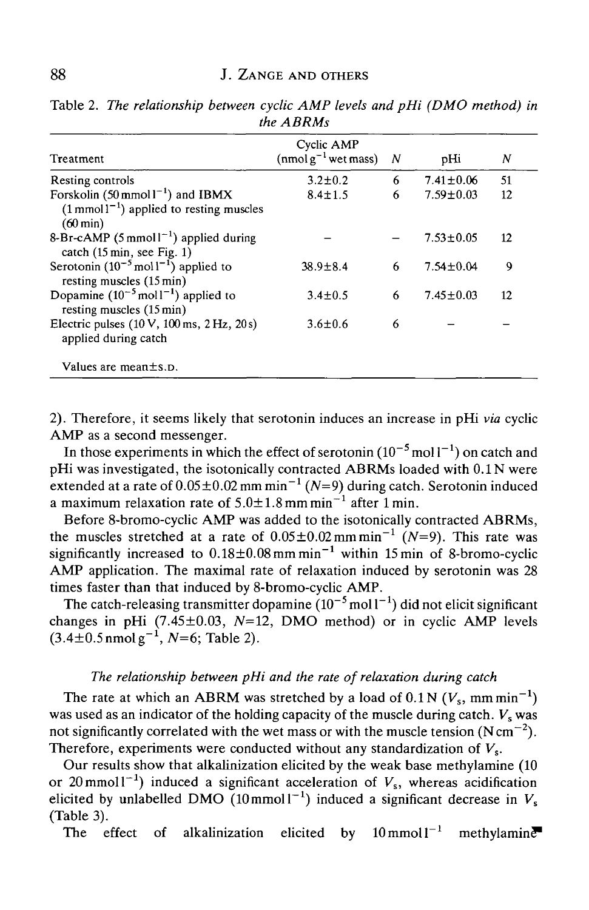Table 2. *The relationship between cyclic AMP levels and pHi (DMO method) in the ABRMs*

| Treatment | Cyclic AMP (nmol $g^{-1}$ wet mass) | $N$ | pHi | $N$ |
|---|---|---|---|---|
| Resting controls | 3.2±0.2 | 6 | 7.41±0.06 | 51 |
| Forskolin (50 mmol $l^{-1}$) and IBMX (1 mmol $l^{-1}$) applied to resting muscles (60 min) | 8.4±1.5 | 6 | 7.59±0.03 | 12 |
| 8-Br-cAMP (5 mmol $l^{-1}$) applied during catch (15 min, see Fig. 1) | – | – | 7.53±0.05 | 12 |
| Serotonin ($10^{-5}$ mol $l^{-1}$) applied to resting muscles (15 min) | 38.9±8.4 | 6 | 7.54±0.04 | 9 |
| Dopamine ($10^{-5}$ mol $l^{-1}$) applied to resting muscles (15 min) | 3.4±0.5 | 6 | 7.45±0.03 | 12 |
| Electric pulses (10 V, 100 ms, 2 Hz, 20 s) applied during catch | 3.6±0.6 | 6 | – | – |

Values are mean±s.d.

2). Therefore, it seems likely that serotonin induces an increase in pHi *via* cyclic AMP as a second messenger.

In those experiments in which the effect of serotonin ($10^{-5}$ mol $l^{-1}$) on catch and pHi was investigated, the isotonically contracted ABRMs loaded with 0.1 N were extended at a rate of 0.05±0.02 mm $min^{-1}$ ($N$=9) during catch. Serotonin induced a maximum relaxation rate of 5.0±1.8 mm $min^{-1}$ after 1 min.

Before 8-bromo-cyclic AMP was added to the isotonically contracted ABRMs, the muscles stretched at a rate of 0.05±0.02 mm $min^{-1}$ ($N$=9). This rate was significantly increased to 0.18±0.08 mm $min^{-1}$ within 15 min of 8-bromo-cyclic AMP application. The maximal rate of relaxation induced by serotonin was 28 times faster than that induced by 8-bromo-cyclic AMP.

The catch-releasing transmitter dopamine ($10^{-5}$ mol $l^{-1}$) did not elicit significant changes in pHi (7.45±0.03, $N$=12, DMO method) or in cyclic AMP levels (3.4±0.5 nmol $g^{-1}$, $N$=6; Table 2).

### *The relationship between pHi and the rate of relaxation during catch*

The rate at which an ABRM was stretched by a load of 0.1 N ($V_s$, mm $min^{-1}$) was used as an indicator of the holding capacity of the muscle during catch. $V_s$ was not significantly correlated with the wet mass or with the muscle tension (N $cm^{-2}$). Therefore, experiments were conducted without any standardization of $V_s$.

Our results show that alkalinization elicited by the weak base methylamine (10 or 20 mmol $l^{-1}$) induced a significant acceleration of $V_s$, whereas acidification elicited by unlabelled DMO (10 mmol $l^{-1}$) induced a significant decrease in $V_s$ (Table 3).

The effect of alkalinization elicited by 10 mmol $l^{-1}$ methylamine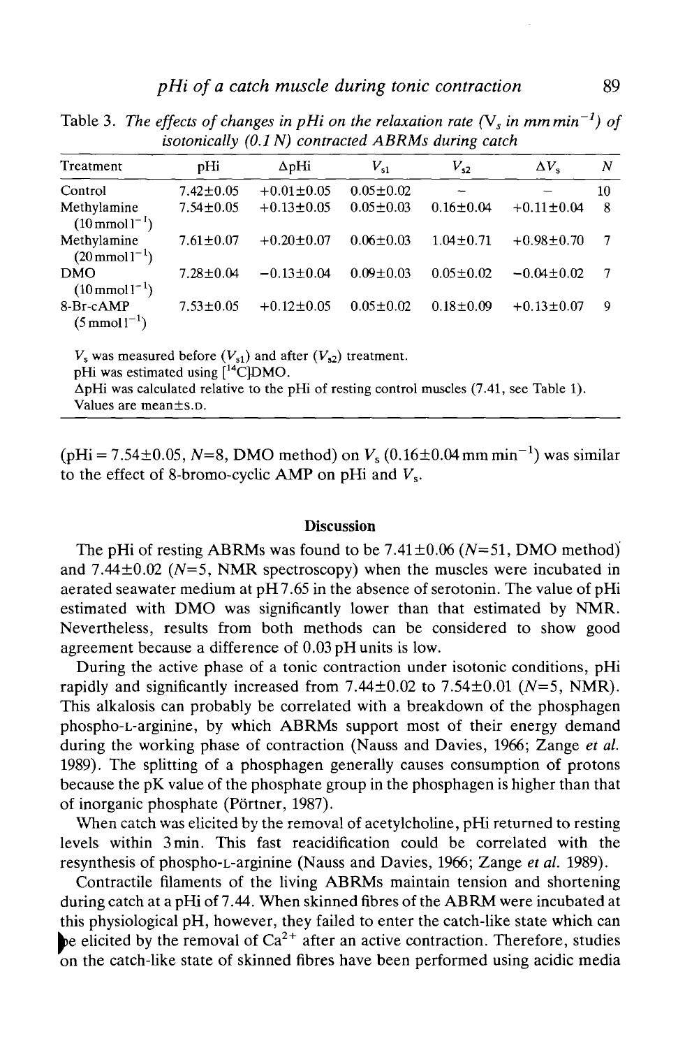Table 3. *The effects of changes in pHi on the relaxation rate ($V_s$ in mm $min^{-1}$) of isotonically (0.1 N) contracted ABRMs during catch*

| Treatment | pHi | ΔpHi | $V_{s1}$ | $V_{s2}$ | $\Delta V_s$ | N |
|---|---|---|---|---|---|---|
| Control | 7.42±0.05 | +0.01±0.05 | 0.05±0.02 | – | – | 10 |
| Methylamine (10 mmol $l^{-1}$) | 7.54±0.05 | +0.13±0.05 | 0.05±0.03 | 0.16±0.04 | +0.11±0.04 | 8 |
| Methylamine (20 mmol $l^{-1}$) | 7.61±0.07 | +0.20±0.07 | 0.06±0.03 | 1.04±0.71 | +0.98±0.70 | 7 |
| DMO (10 mmol $l^{-1}$) | 7.28±0.04 | −0.13±0.04 | 0.09±0.03 | 0.05±0.02 | −0.04±0.02 | 7 |
| 8-Br-cAMP (5 mmol $l^{-1}$) | 7.53±0.05 | +0.12±0.05 | 0.05±0.02 | 0.18±0.09 | +0.13±0.07 | 9 |

$V_s$ was measured before ($V_{s1}$) and after ($V_{s2}$) treatment.
pHi was estimated using [$^{14}$C]DMO.
ΔpHi was calculated relative to the pHi of resting control muscles (7.41, see Table 1).
Values are mean±S.D.

(pHi = 7.54±0.05, $N$=8, DMO method) on $V_s$ (0.16±0.04 mm $min^{-1}$) was similar to the effect of 8-bromo-cyclic AMP on pHi and $V_s$.

## Discussion

The pHi of resting ABRMs was found to be 7.41±0.06 ($N$=51, DMO method) and 7.44±0.02 ($N$=5, NMR spectroscopy) when the muscles were incubated in aerated seawater medium at pH 7.65 in the absence of serotonin. The value of pHi estimated with DMO was significantly lower than that estimated by NMR. Nevertheless, results from both methods can be considered to show good agreement because a difference of 0.03 pH units is low.

During the active phase of a tonic contraction under isotonic conditions, pHi rapidly and significantly increased from 7.44±0.02 to 7.54±0.01 ($N$=5, NMR). This alkalosis can probably be correlated with a breakdown of the phosphagen phospho-L-arginine, by which ABRMs support most of their energy demand during the working phase of contraction (Nauss and Davies, 1966; Zange *et al.* 1989). The splitting of a phosphagen generally causes consumption of protons because the pK value of the phosphate group in the phosphagen is higher than that of inorganic phosphate (Pörtner, 1987).

When catch was elicited by the removal of acetylcholine, pHi returned to resting levels within 3 min. This fast reacidification could be correlated with the resynthesis of phospho-L-arginine (Nauss and Davies, 1966; Zange *et al.* 1989).

Contractile filaments of the living ABRMs maintain tension and shortening during catch at a pHi of 7.44. When skinned fibres of the ABRM were incubated at this physiological pH, however, they failed to enter the catch-like state which can be elicited by the removal of $Ca^{2+}$ after an active contraction. Therefore, studies on the catch-like state of skinned fibres have been performed using acidic media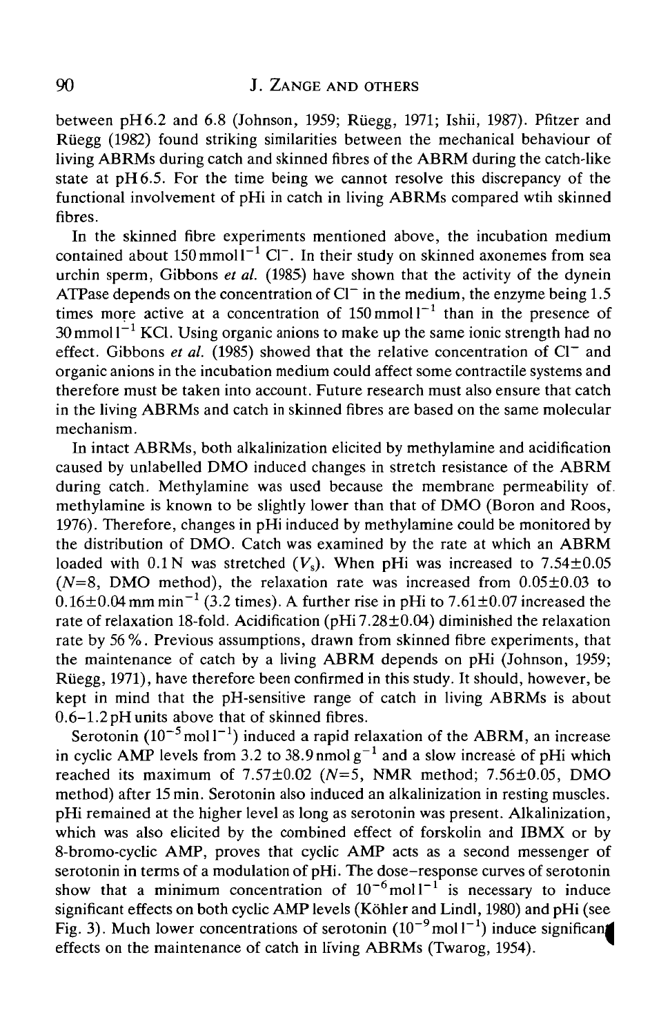between pH 6.2 and 6.8 (Johnson, 1959; Rüegg, 1971; Ishii, 1987). Pfitzer and Rüegg (1982) found striking similarities between the mechanical behaviour of living ABRMs during catch and skinned fibres of the ABRM during the catch-like state at pH 6.5. For the time being we cannot resolve this discrepancy of the functional involvement of pHi in catch in living ABRMs compared wtih skinned fibres.

In the skinned fibre experiments mentioned above, the incubation medium contained about 150 $mmol\,l^{-1}$ $Cl^-$. In their study on skinned axonemes from sea urchin sperm, Gibbons *et al.* (1985) have shown that the activity of the dynein ATPase depends on the concentration of $Cl^-$ in the medium, the enzyme being 1.5 times more active at a concentration of 150 $mmol\,l^{-1}$ than in the presence of 30 $mmol\,l^{-1}$ KCl. Using organic anions to make up the same ionic strength had no effect. Gibbons *et al.* (1985) showed that the relative concentration of $Cl^-$ and organic anions in the incubation medium could affect some contractile systems and therefore must be taken into account. Future research must also ensure that catch in the living ABRMs and catch in skinned fibres are based on the same molecular mechanism.

In intact ABRMs, both alkalinization elicited by methylamine and acidification caused by unlabelled DMO induced changes in stretch resistance of the ABRM during catch. Methylamine was used because the membrane permeability of methylamine is known to be slightly lower than that of DMO (Boron and Roos, 1976). Therefore, changes in pHi induced by methylamine could be monitored by the distribution of DMO. Catch was examined by the rate at which an ABRM loaded with 0.1 N was stretched ($V_s$). When pHi was increased to $7.54 \pm 0.05$ ($N$=8, DMO method), the relaxation rate was increased from $0.05 \pm 0.03$ to $0.16 \pm 0.04$ $mm\,min^{-1}$ (3.2 times). A further rise in pHi to $7.61 \pm 0.07$ increased the rate of relaxation 18-fold. Acidification (pHi $7.28 \pm 0.04$) diminished the relaxation rate by 56 %. Previous assumptions, drawn from skinned fibre experiments, that the maintenance of catch by a living ABRM depends on pHi (Johnson, 1959; Rüegg, 1971), have therefore been confirmed in this study. It should, however, be kept in mind that the pH-sensitive range of catch in living ABRMs is about 0.6–1.2 pH units above that of skinned fibres.

Serotonin ($10^{-5}$ $mol\,l^{-1}$) induced a rapid relaxation of the ABRM, an increase in cyclic AMP levels from 3.2 to 38.9 $nmol\,g^{-1}$ and a slow increase of pHi which reached its maximum of $7.57 \pm 0.02$ ($N$=5, NMR method; $7.56 \pm 0.05$, DMO method) after 15 min. Serotonin also induced an alkalinization in resting muscles. pHi remained at the higher level as long as serotonin was present. Alkalinization, which was also elicited by the combined effect of forskolin and IBMX or by 8-bromo-cyclic AMP, proves that cyclic AMP acts as a second messenger of serotonin in terms of a modulation of pHi. The dose–response curves of serotonin show that a minimum concentration of $10^{-6}$ $mol\,l^{-1}$ is necessary to induce significant effects on both cyclic AMP levels (Köhler and Lindl, 1980) and pHi (see Fig. 3). Much lower concentrations of serotonin ($10^{-9}$ $mol\,l^{-1}$) induce significant effects on the maintenance of catch in living ABRMs (Twarog, 1954).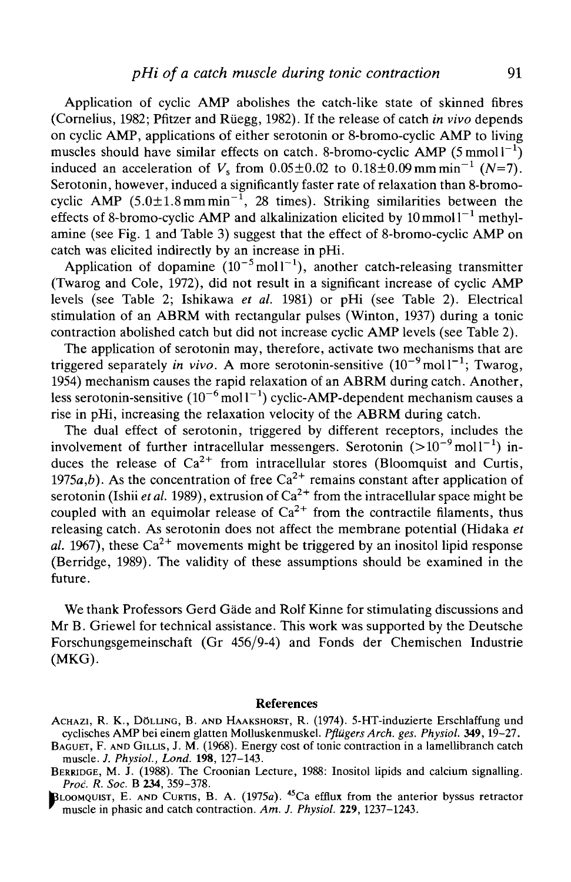Application of cyclic AMP abolishes the catch-like state of skinned fibres (Cornelius, 1982; Pfitzer and Rüegg, 1982). If the release of catch *in vivo* depends on cyclic AMP, applications of either serotonin or 8-bromo-cyclic AMP to living muscles should have similar effects on catch. 8-bromo-cyclic AMP ($5\,\mathrm{mmol\,l^{-1}}$) induced an acceleration of $V_s$ from $0.05\pm0.02$ to $0.18\pm0.09\,\mathrm{mm\,min^{-1}}$ ($N$=7). Serotonin, however, induced a significantly faster rate of relaxation than 8-bromo-cyclic AMP ($5.0\pm1.8\,\mathrm{mm\,min^{-1}}$, 28 times). Striking similarities between the effects of 8-bromo-cyclic AMP and alkalinization elicited by $10\,\mathrm{mmol\,l^{-1}}$ methylamine (see Fig. 1 and Table 3) suggest that the effect of 8-bromo-cyclic AMP on catch was elicited indirectly by an increase in pHi.

Application of dopamine ($10^{-5}\,\mathrm{mol\,l^{-1}}$), another catch-releasing transmitter (Twarog and Cole, 1972), did not result in a significant increase of cyclic AMP levels (see Table 2; Ishikawa *et al.* 1981) or pHi (see Table 2). Electrical stimulation of an ABRM with rectangular pulses (Winton, 1937) during a tonic contraction abolished catch but did not increase cyclic AMP levels (see Table 2).

The application of serotonin may, therefore, activate two mechanisms that are triggered separately *in vivo*. A more serotonin-sensitive ($10^{-9}\,\mathrm{mol\,l^{-1}}$; Twarog, 1954) mechanism causes the rapid relaxation of an ABRM during catch. Another, less serotonin-sensitive ($10^{-6}\,\mathrm{mol\,l^{-1}}$) cyclic-AMP-dependent mechanism causes a rise in pHi, increasing the relaxation velocity of the ABRM during catch.

The dual effect of serotonin, triggered by different receptors, includes the involvement of further intracellular messengers. Serotonin ($>10^{-9}\,\mathrm{mol\,l^{-1}}$) induces the release of $Ca^{2+}$ from intracellular stores (Bloomquist and Curtis, 1975*a*,*b*). As the concentration of free $Ca^{2+}$ remains constant after application of serotonin (Ishii *et al.* 1989), extrusion of $Ca^{2+}$ from the intracellular space might be coupled with an equimolar release of $Ca^{2+}$ from the contractile filaments, thus releasing catch. As serotonin does not affect the membrane potential (Hidaka *et al.* 1967), these $Ca^{2+}$ movements might be triggered by an inositol lipid response (Berridge, 1989). The validity of these assumptions should be examined in the future.

We thank Professors Gerd Gäde and Rolf Kinne for stimulating discussions and Mr B. Griewel for technical assistance. This work was supported by the Deutsche Forschungsgemeinschaft (Gr 456/9-4) and Fonds der Chemischen Industrie (MKG).

## References

Achazi, R. K., Dölling, B. and Haakshorst, R. (1974). 5-HT-induzierte Erschlaffung und cyclisches AMP bei einem glatten Molluskenmuskel. *Pflügers Arch. ges. Physiol.* **349**, 19–27.

Baguet, F. and Gillis, J. M. (1968). Energy cost of tonic contraction in a lamellibranch catch muscle. *J. Physiol., Lond.* **198**, 127–143.

Berridge, M. J. (1988). The Croonian Lecture, 1988: Inositol lipids and calcium signalling. *Proc. R. Soc.* B **234**, 359–378.

Bloomquist, E. and Curtis, B. A. (1975*a*). $^{45}$Ca efflux from the anterior byssus retractor muscle in phasic and catch contraction. *Am. J. Physiol.* **229**, 1237–1243.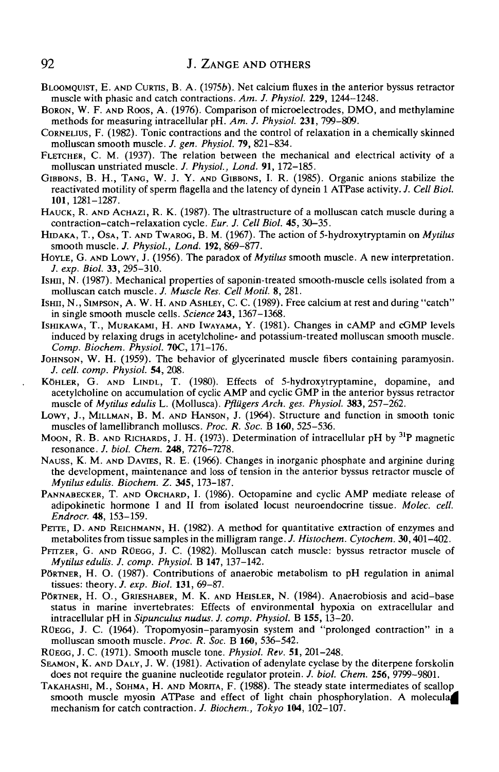Bloomquist, E. and Curtis, B. A. (1975*b*). Net calcium fluxes in the anterior byssus retractor muscle with phasic and catch contractions. *Am. J. Physiol.* **229**, 1244–1248.

Boron, W. F. and Roos, A. (1976). Comparison of microelectrodes, DMO, and methylamine methods for measuring intracellular pH. *Am. J. Physiol.* **231**, 799–809.

Cornelius, F. (1982). Tonic contractions and the control of relaxation in a chemically skinned molluscan smooth muscle. *J. gen. Physiol.* **79**, 821–834.

Fletcher, C. M. (1937). The relation between the mechanical and electrical activity of a molluscan unstriated muscle. *J. Physiol., Lond.* **91**, 172–185.

Gibbons, B. H., Tang, W. J. Y. and Gibbons, I. R. (1985). Organic anions stabilize the reactivated motility of sperm flagella and the latency of dynein 1 ATPase activity. *J. Cell Biol.* **101**, 1281–1287.

Hauck, R. and Achazi, R. K. (1987). The ultrastructure of a molluscan catch muscle during a contraction–catch–relaxation cycle. *Eur. J. Cell Biol.* **45**, 30–35.

Hidaka, T., Osa, T. and Twarog, B. M. (1967). The action of 5-hydroxytryptamin on *Mytilus* smooth muscle. *J. Physiol., Lond.* **192**, 869–877.

Hoyle, G. and Lowy, J. (1956). The paradox of *Mytilus* smooth muscle. A new interpretation. *J. exp. Biol.* **33**, 295–310.

Ishii, N. (1987). Mechanical properties of saponin-treated smooth-muscle cells isolated from a molluscan catch muscle. *J. Muscle Res. Cell Motil.* **8**, 281.

Ishii, N., Simpson, A. W. H. and Ashley, C. C. (1989). Free calcium at rest and during "catch" in single smooth muscle cells. *Science* **243**, 1367–1368.

Ishikawa, T., Murakami, H. and Iwayama, Y. (1981). Changes in cAMP and cGMP levels induced by relaxing drugs in acetylcholine- and potassium-treated molluscan smooth muscle. *Comp. Biochem. Physiol.* **70C**, 171–176.

Johnson, W. H. (1959). The behavior of glycerinated muscle fibers containing paramyosin. *J. cell. comp. Physiol.* **54**, 208.

Köhler, G. and Lindl, T. (1980). Effects of 5-hydroxytryptamine, dopamine, and acetylcholine on accumulation of cyclic AMP and cyclic GMP in the anterior byssus retractor muscle of *Mytilus edulis* L. (Mollusca). *Pflügers Arch. ges. Physiol.* **383**, 257–262.

Lowy, J., Millman, B. M. and Hanson, J. (1964). Structure and function in smooth tonic muscles of lamellibranch molluscs. *Proc. R. Soc.* B **160**, 525–536.

Moon, R. B. and Richards, J. H. (1973). Determination of intracellular pH by $^{31}$P magnetic resonance. *J. biol. Chem.* **248**, 7276–7278.

Nauss, K. M. and Davies, R. E. (1966). Changes in inorganic phosphate and arginine during the development, maintenance and loss of tension in the anterior byssus retractor muscle of *Mytilus edulis*. *Biochem. Z.* **345**, 173–187.

Pannabecker, T. and Orchard, I. (1986). Octopamine and cyclic AMP mediate release of adipokinetic hormone I and II from isolated locust neuroendocrine tissue. *Molec. cell. Endrocr.* **48**, 153–159.

Pette, D. and Reichmann, H. (1982). A method for quantitative extraction of enzymes and metabolites from tissue samples in the milligram range. *J. Histochem. Cytochem.* **30**, 401–402.

Pfitzer, G. and Rüegg, J. C. (1982). Molluscan catch muscle: byssus retractor muscle of *Mytilus edulis*. *J. comp. Physiol.* B **147**, 137–142.

Pörtner, H. O. (1987). Contributions of anaerobic metabolism to pH regulation in animal tissues: theory. *J. exp. Biol.* **131**, 69–87.

Pörtner, H. O., Grieshaber, M. K. and Heisler, N. (1984). Anaerobiosis and acid–base status in marine invertebrates: Effects of environmental hypoxia on extracellular and intracellular pH in *Sipunculus nudus*. *J. comp. Physiol.* B **155**, 13–20.

Rüegg, J. C. (1964). Tropomyosin–paramyosin system and "prolonged contraction" in a molluscan smooth muscle. *Proc. R. Soc.* B **160**, 536–542.

Rüegg, J. C. (1971). Smooth muscle tone. *Physiol. Rev.* **51**, 201–248.

Seamon, K. and Daly, J. W. (1981). Activation of adenylate cyclase by the diterpene forskolin does not require the guanine nucleotide regulator protein. *J. biol. Chem.* **256**, 9799–9801.

Takahashi, M., Sohma, H. and Morita, F. (1988). The steady state intermediates of scallop smooth muscle myosin ATPase and effect of light chain phosphorylation. A molecular mechanism for catch contraction. *J. Biochem., Tokyo* **104**, 102–107.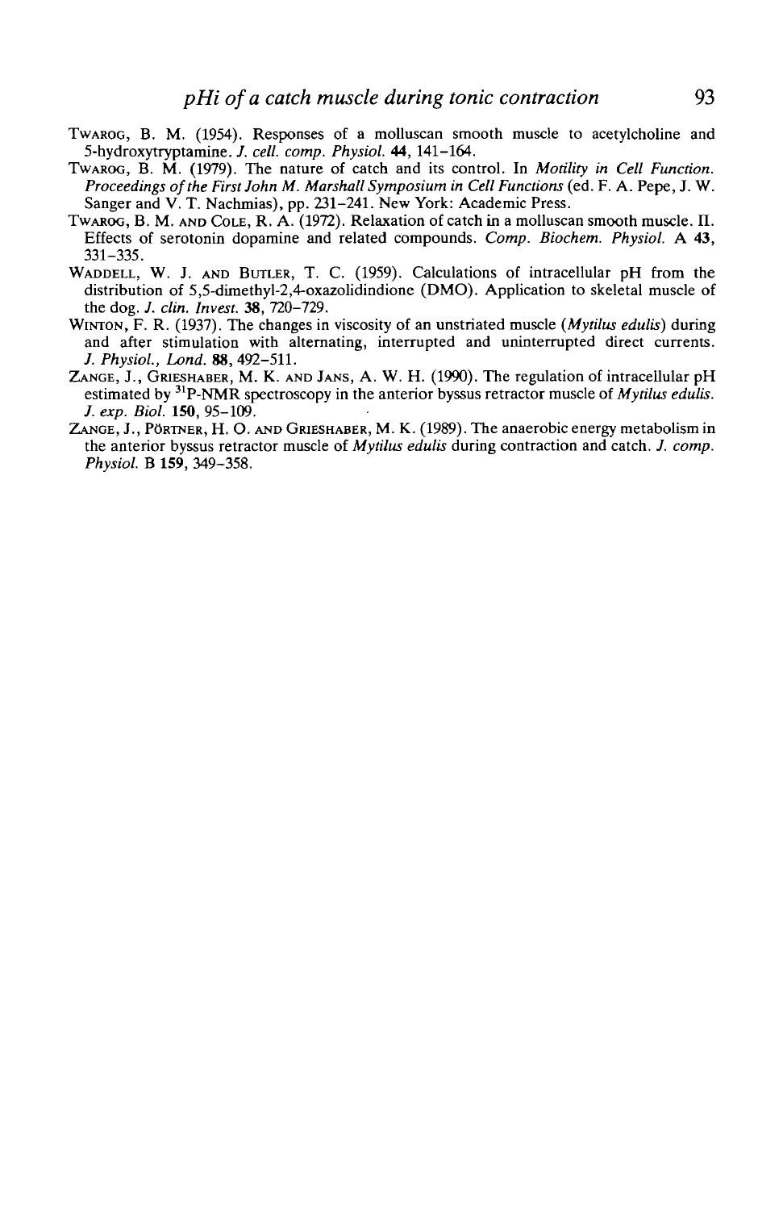Twarog, B. M. (1954). Responses of a molluscan smooth muscle to acetylcholine and 5-hydroxytryptamine. *J. cell. comp. Physiol.* **44**, 141–164.

Twarog, B. M. (1979). The nature of catch and its control. In *Motility in Cell Function. Proceedings of the First John M. Marshall Symposium in Cell Functions* (ed. F. A. Pepe, J. W. Sanger and V. T. Nachmias), pp. 231–241. New York: Academic Press.

Twarog, B. M. and Cole, R. A. (1972). Relaxation of catch in a molluscan smooth muscle. II. Effects of serotonin dopamine and related compounds. *Comp. Biochem. Physiol.* A **43**, 331–335.

Waddell, W. J. and Butler, T. C. (1959). Calculations of intracellular pH from the distribution of 5,5-dimethyl-2,4-oxazolidindione (DMO). Application to skeletal muscle of the dog. *J. clin. Invest.* **38**, 720–729.

Winton, F. R. (1937). The changes in viscosity of an unstriated muscle (*Mytilus edulis*) during and after stimulation with alternating, interrupted and uninterrupted direct currents. *J. Physiol., Lond.* **88**, 492–511.

Zange, J., Grieshaber, M. K. and Jans, A. W. H. (1990). The regulation of intracellular pH estimated by $^{31}$P-NMR spectroscopy in the anterior byssus retractor muscle of *Mytilus edulis*. *J. exp. Biol.* **150**, 95–109.

Zange, J., Pörtner, H. O. and Grieshaber, M. K. (1989). The anaerobic energy metabolism in the anterior byssus retractor muscle of *Mytilus edulis* during contraction and catch. *J. comp. Physiol.* B **159**, 349–358.